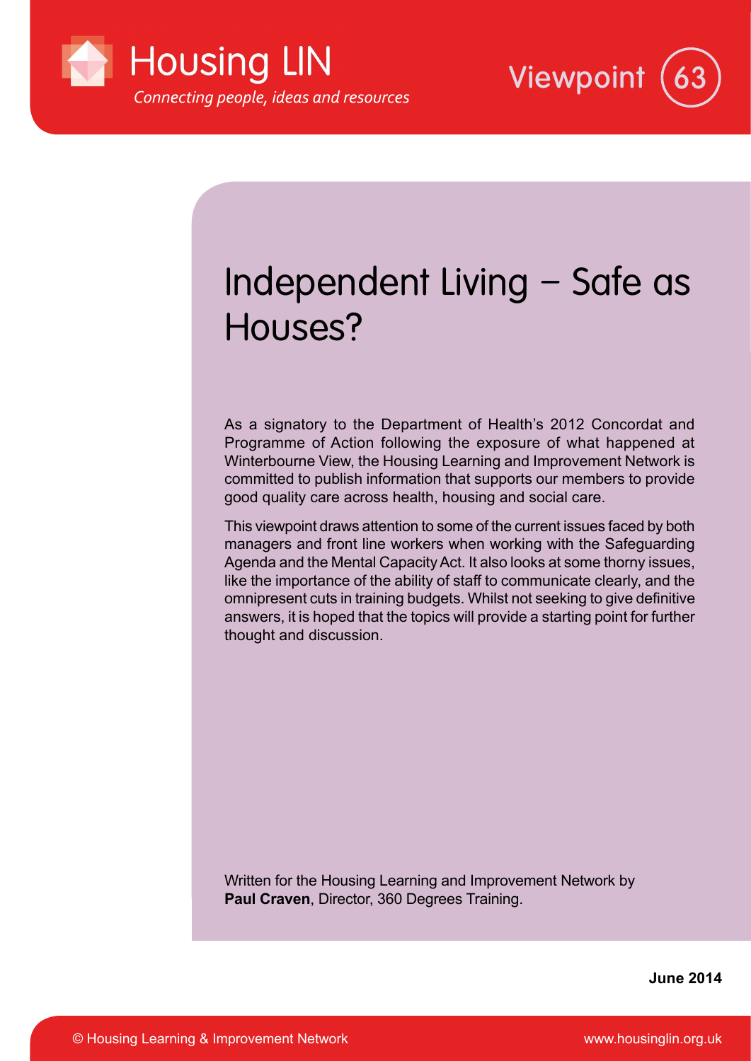Housing LIN

*Connecting people, ideas and resources*

Viewpoint 63

# Independent Living – Safe as Houses?

As a signatory to the Department of Health's 2012 Concordat and Programme of Action following the exposure of what happened at Winterbourne View, the Housing Learning and Improvement Network is committed to publish information that supports our members to provide good quality care across health, housing and social care.

This viewpoint draws attention to some of the current issues faced by both managers and front line workers when working with the Safeguarding Agenda and the Mental Capacity Act. It also looks at some thorny issues, like the importance of the ability of staff to communicate clearly, and the omnipresent cuts in training budgets. Whilst not seeking to give definitive answers, it is hoped that the topics will provide a starting point for further thought and discussion.

Written for the Housing Learning and Improvement Network by **Paul Craven**, Director, 360 Degrees Training.

**June 2014**

© Housing Learning & Improvement Network

www.housinglin.org.uk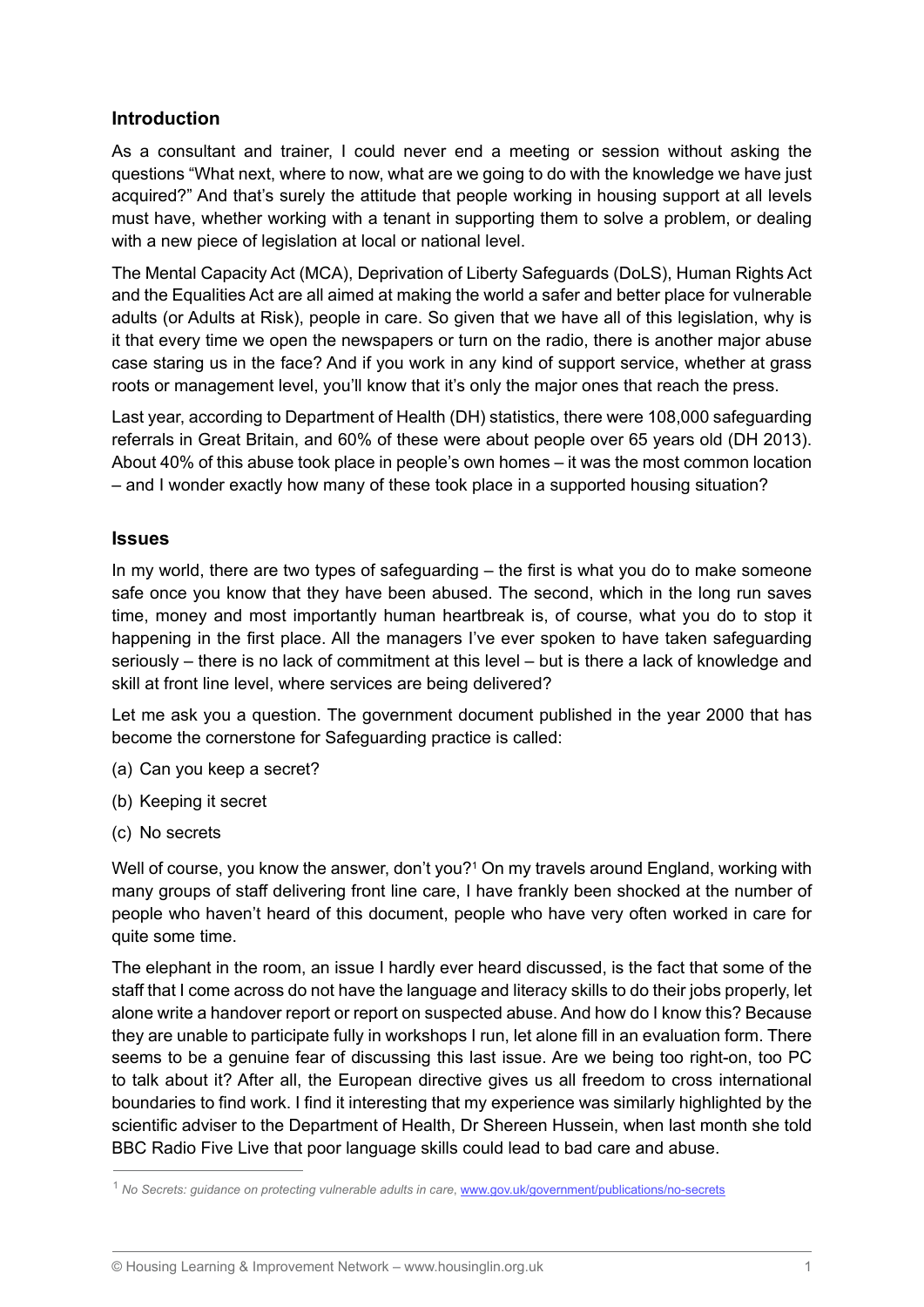## Introduction

As a consultant and trainer, I could never end a meeting or session without asking the questions "What next, where to now, what are we going to do with the knowledge we have just acquired?" And that's surely the attitude that people working in housing support at all levels must have, whether working with a tenant in supporting them to solve a problem, or dealing with a new piece of legislation at local or national level.

The Mental Capacity Act (MCA), Deprivation of Liberty Safeguards (DoLS), Human Rights Act and the Equalities Act are all aimed at making the world a safer and better place for vulnerable adults (or Adults at Risk), people in care. So given that we have all of this legislation, why is it that every time we open the newspapers or turn on the radio, there is another major abuse case staring us in the face? And if you work in any kind of support service, whether at grass roots or management level, you'll know that it's only the major ones that reach the press.

Last year, according to Department of Health (DH) statistics, there were 108,000 safeguarding referrals in Great Britain, and 60% of these were about people over 65 years old (DH 2013). About 40% of this abuse took place in people's own homes – it was the most common location – and I wonder exactly how many of these took place in a supported housing situation?

## Issues

In my world, there are two types of safeguarding – the first is what you do to make someone safe once you know that they have been abused. The second, which in the long run saves time, money and most importantly human heartbreak is, of course, what you do to stop it happening in the first place. All the managers I've ever spoken to have taken safeguarding seriously – there is no lack of commitment at this level – but is there a lack of knowledge and skill at front line level, where services are being delivered?

Let me ask you a question. The government document published in the year 2000 that has become the cornerstone for Safeguarding practice is called:

(a) Can you keep a secret?

(b) Keeping it secret

(c) No secrets

Well of course, you know the answer, don't you?[1] On my travels around England, working with many groups of staff delivering front line care, I have frankly been shocked at the number of people who haven't heard of this document, people who have very often worked in care for quite some time.

The elephant in the room, an issue I hardly ever heard discussed, is the fact that some of the staff that I come across do not have the language and literacy skills to do their jobs properly, let alone write a handover report or report on suspected abuse. And how do I know this? Because they are unable to participate fully in workshops I run, let alone fill in an evaluation form. There seems to be a genuine fear of discussing this last issue. Are we being too right-on, too PC to talk about it? After all, the European directive gives us all freedom to cross international boundaries to find work. I find it interesting that my experience was similarly highlighted by the scientific adviser to the Department of Health, Dr Shereen Hussein, when last month she told BBC Radio Five Live that poor language skills could lead to bad care and abuse.

---

[1] *No Secrets: guidance on protecting vulnerable adults in care*, www.gov.uk/government/publications/no-secrets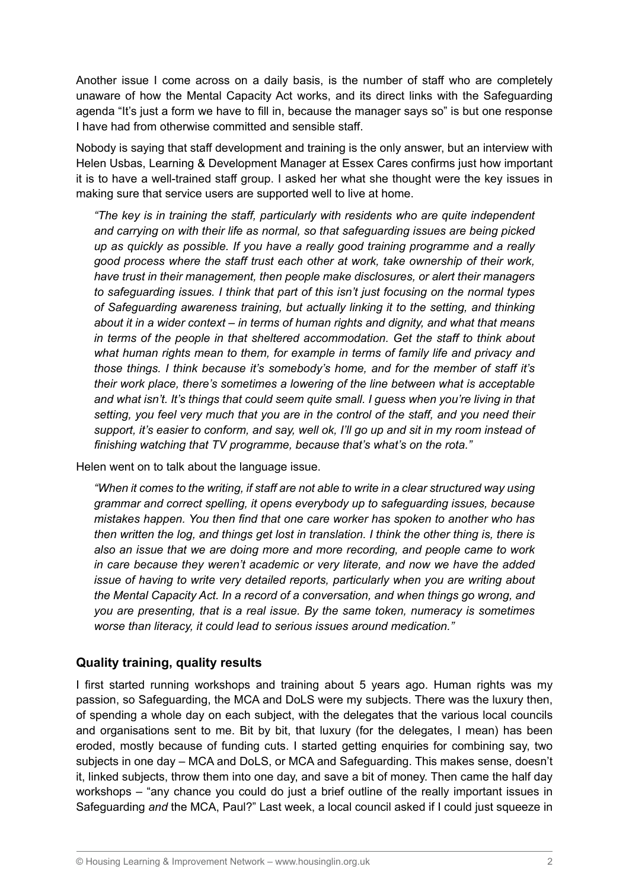Another issue I come across on a daily basis, is the number of staff who are completely unaware of how the Mental Capacity Act works, and its direct links with the Safeguarding agenda "It's just a form we have to fill in, because the manager says so" is but one response I have had from otherwise committed and sensible staff.

Nobody is saying that staff development and training is the only answer, but an interview with Helen Usbas, Learning & Development Manager at Essex Cares confirms just how important it is to have a well-trained staff group. I asked her what she thought were the key issues in making sure that service users are supported well to live at home.

> *"The key is in training the staff, particularly with residents who are quite independent and carrying on with their life as normal, so that safeguarding issues are being picked up as quickly as possible. If you have a really good training programme and a really good process where the staff trust each other at work, take ownership of their work, have trust in their management, then people make disclosures, or alert their managers to safeguarding issues. I think that part of this isn't just focusing on the normal types of Safeguarding awareness training, but actually linking it to the setting, and thinking about it in a wider context – in terms of human rights and dignity, and what that means in terms of the people in that sheltered accommodation. Get the staff to think about what human rights mean to them, for example in terms of family life and privacy and those things. I think because it's somebody's home, and for the member of staff it's their work place, there's sometimes a lowering of the line between what is acceptable and what isn't. It's things that could seem quite small. I guess when you're living in that setting, you feel very much that you are in the control of the staff, and you need their support, it's easier to conform, and say, well ok, I'll go up and sit in my room instead of finishing watching that TV programme, because that's what's on the rota."*

Helen went on to talk about the language issue.

> *"When it comes to the writing, if staff are not able to write in a clear structured way using grammar and correct spelling, it opens everybody up to safeguarding issues, because mistakes happen. You then find that one care worker has spoken to another who has then written the log, and things get lost in translation. I think the other thing is, there is also an issue that we are doing more and more recording, and people came to work in care because they weren't academic or very literate, and now we have the added issue of having to write very detailed reports, particularly when you are writing about the Mental Capacity Act. In a record of a conversation, and when things go wrong, and you are presenting, that is a real issue. By the same token, numeracy is sometimes worse than literacy, it could lead to serious issues around medication."*

## Quality training, quality results

I first started running workshops and training about 5 years ago. Human rights was my passion, so Safeguarding, the MCA and DoLS were my subjects. There was the luxury then, of spending a whole day on each subject, with the delegates that the various local councils and organisations sent to me. Bit by bit, that luxury (for the delegates, I mean) has been eroded, mostly because of funding cuts. I started getting enquiries for combining say, two subjects in one day – MCA and DoLS, or MCA and Safeguarding. This makes sense, doesn't it, linked subjects, throw them into one day, and save a bit of money. Then came the half day workshops – "any chance you could do just a brief outline of the really important issues in Safeguarding *and* the MCA, Paul?" Last week, a local council asked if I could just squeeze in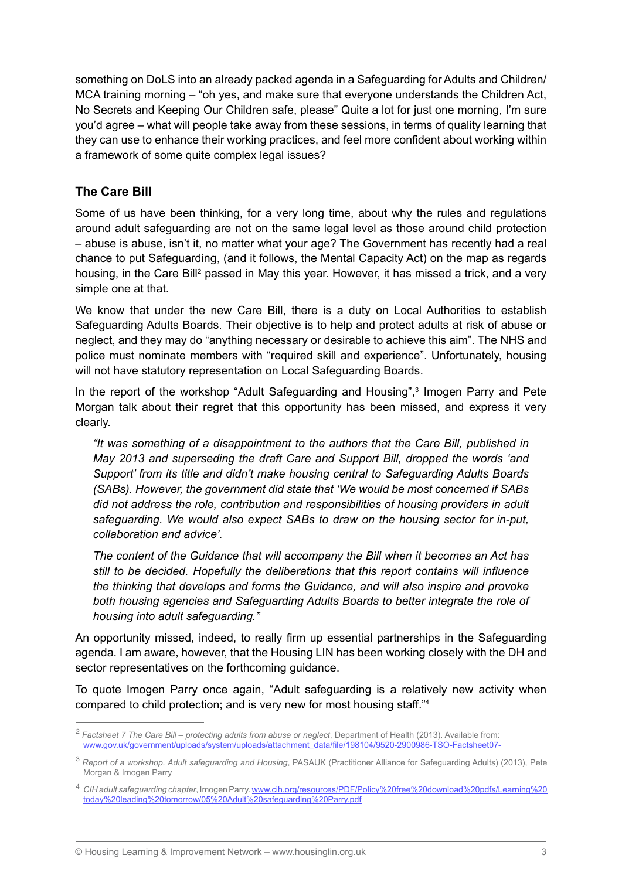something on DoLS into an already packed agenda in a Safeguarding for Adults and Children/ MCA training morning – "oh yes, and make sure that everyone understands the Children Act, No Secrets and Keeping Our Children safe, please" Quite a lot for just one morning, I'm sure you'd agree – what will people take away from these sessions, in terms of quality learning that they can use to enhance their working practices, and feel more confident about working within a framework of some quite complex legal issues?

## The Care Bill

Some of us have been thinking, for a very long time, about why the rules and regulations around adult safeguarding are not on the same legal level as those around child protection – abuse is abuse, isn't it, no matter what your age? The Government has recently had a real chance to put Safeguarding, (and it follows, the Mental Capacity Act) on the map as regards housing, in the Care Bill[2] passed in May this year. However, it has missed a trick, and a very simple one at that.

We know that under the new Care Bill, there is a duty on Local Authorities to establish Safeguarding Adults Boards. Their objective is to help and protect adults at risk of abuse or neglect, and they may do "anything necessary or desirable to achieve this aim". The NHS and police must nominate members with "required skill and experience". Unfortunately, housing will not have statutory representation on Local Safeguarding Boards.

In the report of the workshop "Adult Safeguarding and Housing",[3] Imogen Parry and Pete Morgan talk about their regret that this opportunity has been missed, and express it very clearly.

> *"It was something of a disappointment to the authors that the Care Bill, published in May 2013 and superseding the draft Care and Support Bill, dropped the words 'and Support' from its title and didn't make housing central to Safeguarding Adults Boards (SABs). However, the government did state that 'We would be most concerned if SABs did not address the role, contribution and responsibilities of housing providers in adult safeguarding. We would also expect SABs to draw on the housing sector for in-put, collaboration and advice'.*
>
> *The content of the Guidance that will accompany the Bill when it becomes an Act has still to be decided. Hopefully the deliberations that this report contains will influence the thinking that develops and forms the Guidance, and will also inspire and provoke both housing agencies and Safeguarding Adults Boards to better integrate the role of housing into adult safeguarding."*

An opportunity missed, indeed, to really firm up essential partnerships in the Safeguarding agenda. I am aware, however, that the Housing LIN has been working closely with the DH and sector representatives on the forthcoming guidance.

To quote Imogen Parry once again, "Adult safeguarding is a relatively new activity when compared to child protection; and is very new for most housing staff."[4]

---

[2] *Factsheet 7 The Care Bill – protecting adults from abuse or neglect*, Department of Health (2013). Available from: www.gov.uk/government/uploads/system/uploads/attachment_data/file/198104/9520-2900986-TSO-Factsheet07-

[3] *Report of a workshop, Adult safeguarding and Housing*, PASAUK (Practitioner Alliance for Safeguarding Adults) (2013), Pete Morgan & Imogen Parry

[4] *CIH adult safeguarding chapter*, Imogen Parry. www.cih.org/resources/PDF/Policy%20free%20download%20pdfs/Learning%20today%20leading%20tomorrow/05%20Adult%20safeguarding%20Parry.pdf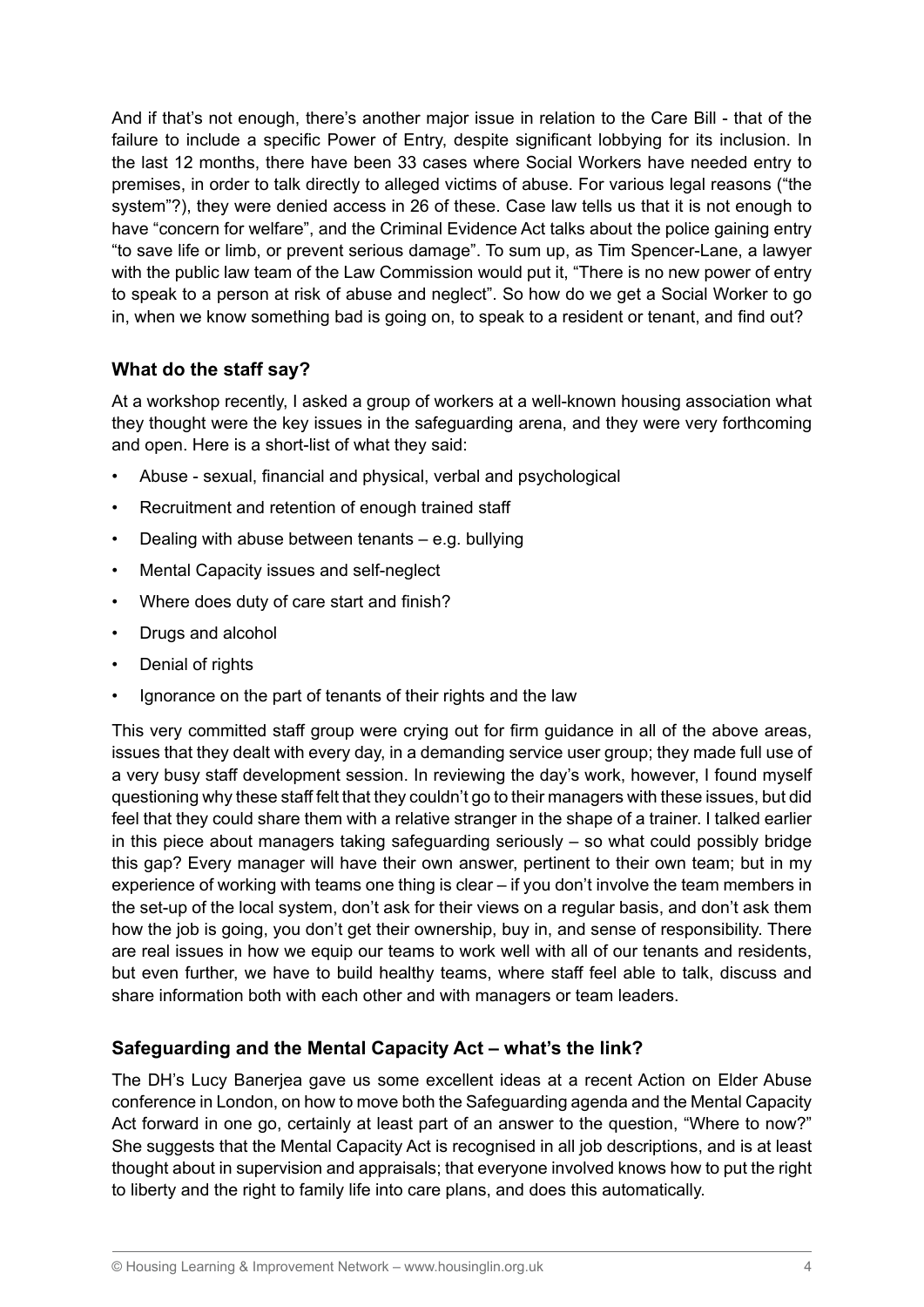And if that's not enough, there's another major issue in relation to the Care Bill - that of the failure to include a specific Power of Entry, despite significant lobbying for its inclusion. In the last 12 months, there have been 33 cases where Social Workers have needed entry to premises, in order to talk directly to alleged victims of abuse. For various legal reasons ("the system"?), they were denied access in 26 of these. Case law tells us that it is not enough to have "concern for welfare", and the Criminal Evidence Act talks about the police gaining entry "to save life or limb, or prevent serious damage". To sum up, as Tim Spencer-Lane, a lawyer with the public law team of the Law Commission would put it, "There is no new power of entry to speak to a person at risk of abuse and neglect". So how do we get a Social Worker to go in, when we know something bad is going on, to speak to a resident or tenant, and find out?

### What do the staff say?

At a workshop recently, I asked a group of workers at a well-known housing association what they thought were the key issues in the safeguarding arena, and they were very forthcoming and open. Here is a short-list of what they said:

- Abuse - sexual, financial and physical, verbal and psychological
- Recruitment and retention of enough trained staff
- Dealing with abuse between tenants – e.g. bullying
- Mental Capacity issues and self-neglect
- Where does duty of care start and finish?
- Drugs and alcohol
- Denial of rights
- Ignorance on the part of tenants of their rights and the law

This very committed staff group were crying out for firm guidance in all of the above areas, issues that they dealt with every day, in a demanding service user group; they made full use of a very busy staff development session. In reviewing the day's work, however, I found myself questioning why these staff felt that they couldn't go to their managers with these issues, but did feel that they could share them with a relative stranger in the shape of a trainer. I talked earlier in this piece about managers taking safeguarding seriously – so what could possibly bridge this gap? Every manager will have their own answer, pertinent to their own team; but in my experience of working with teams one thing is clear – if you don't involve the team members in the set-up of the local system, don't ask for their views on a regular basis, and don't ask them how the job is going, you don't get their ownership, buy in, and sense of responsibility. There are real issues in how we equip our teams to work well with all of our tenants and residents, but even further, we have to build healthy teams, where staff feel able to talk, discuss and share information both with each other and with managers or team leaders.

### Safeguarding and the Mental Capacity Act – what's the link?

The DH's Lucy Banerjea gave us some excellent ideas at a recent Action on Elder Abuse conference in London, on how to move both the Safeguarding agenda and the Mental Capacity Act forward in one go, certainly at least part of an answer to the question, "Where to now?" She suggests that the Mental Capacity Act is recognised in all job descriptions, and is at least thought about in supervision and appraisals; that everyone involved knows how to put the right to liberty and the right to family life into care plans, and does this automatically.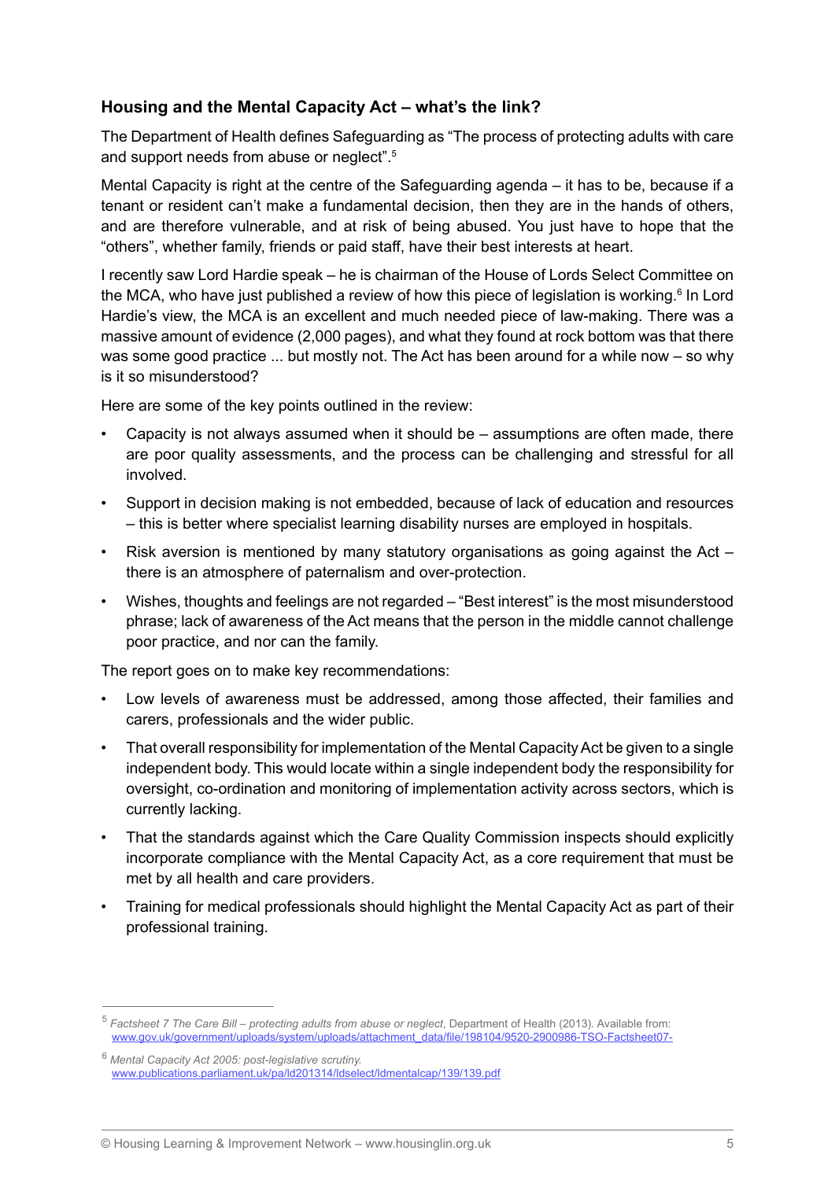## Housing and the Mental Capacity Act – what's the link?

The Department of Health defines Safeguarding as "The process of protecting adults with care and support needs from abuse or neglect".[5]

Mental Capacity is right at the centre of the Safeguarding agenda – it has to be, because if a tenant or resident can't make a fundamental decision, then they are in the hands of others, and are therefore vulnerable, and at risk of being abused. You just have to hope that the "others", whether family, friends or paid staff, have their best interests at heart.

I recently saw Lord Hardie speak – he is chairman of the House of Lords Select Committee on the MCA, who have just published a review of how this piece of legislation is working.[6] In Lord Hardie's view, the MCA is an excellent and much needed piece of law-making. There was a massive amount of evidence (2,000 pages), and what they found at rock bottom was that there was some good practice ... but mostly not. The Act has been around for a while now – so why is it so misunderstood?

Here are some of the key points outlined in the review:

- Capacity is not always assumed when it should be – assumptions are often made, there are poor quality assessments, and the process can be challenging and stressful for all involved.
- Support in decision making is not embedded, because of lack of education and resources – this is better where specialist learning disability nurses are employed in hospitals.
- Risk aversion is mentioned by many statutory organisations as going against the Act – there is an atmosphere of paternalism and over-protection.
- Wishes, thoughts and feelings are not regarded – "Best interest" is the most misunderstood phrase; lack of awareness of the Act means that the person in the middle cannot challenge poor practice, and nor can the family.

The report goes on to make key recommendations:

- Low levels of awareness must be addressed, among those affected, their families and carers, professionals and the wider public.
- That overall responsibility for implementation of the Mental Capacity Act be given to a single independent body. This would locate within a single independent body the responsibility for oversight, co-ordination and monitoring of implementation activity across sectors, which is currently lacking.
- That the standards against which the Care Quality Commission inspects should explicitly incorporate compliance with the Mental Capacity Act, as a core requirement that must be met by all health and care providers.
- Training for medical professionals should highlight the Mental Capacity Act as part of their professional training.

---

[5] *Factsheet 7 The Care Bill – protecting adults from abuse or neglect*, Department of Health (2013). Available from: www.gov.uk/government/uploads/system/uploads/attachment_data/file/198104/9520-2900986-TSO-Factsheet07-

[6] *Mental Capacity Act 2005: post-legislative scrutiny.* www.publications.parliament.uk/pa/ld201314/ldselect/ldmentalcap/139/139.pdf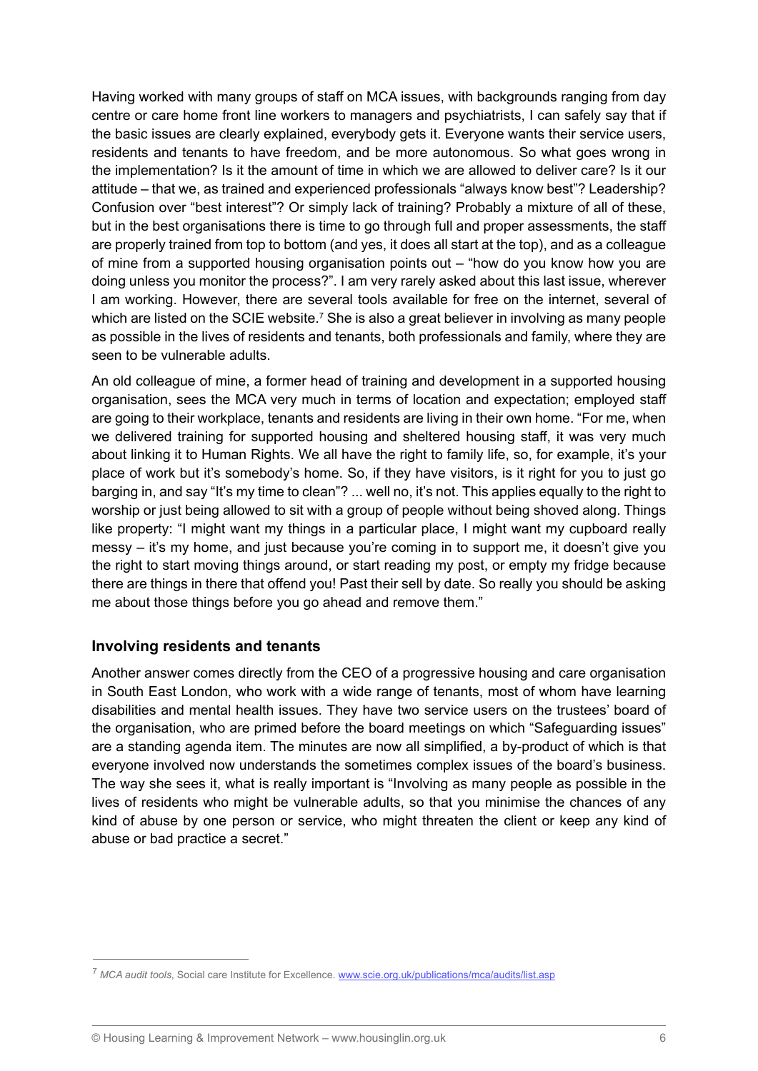Having worked with many groups of staff on MCA issues, with backgrounds ranging from day centre or care home front line workers to managers and psychiatrists, I can safely say that if the basic issues are clearly explained, everybody gets it. Everyone wants their service users, residents and tenants to have freedom, and be more autonomous. So what goes wrong in the implementation? Is it the amount of time in which we are allowed to deliver care? Is it our attitude – that we, as trained and experienced professionals "always know best"? Leadership? Confusion over "best interest"? Or simply lack of training? Probably a mixture of all of these, but in the best organisations there is time to go through full and proper assessments, the staff are properly trained from top to bottom (and yes, it does all start at the top), and as a colleague of mine from a supported housing organisation points out – "how do you know how you are doing unless you monitor the process?". I am very rarely asked about this last issue, wherever I am working. However, there are several tools available for free on the internet, several of which are listed on the SCIE website.[7] She is also a great believer in involving as many people as possible in the lives of residents and tenants, both professionals and family, where they are seen to be vulnerable adults.

An old colleague of mine, a former head of training and development in a supported housing organisation, sees the MCA very much in terms of location and expectation; employed staff are going to their workplace, tenants and residents are living in their own home. "For me, when we delivered training for supported housing and sheltered housing staff, it was very much about linking it to Human Rights. We all have the right to family life, so, for example, it's your place of work but it's somebody's home. So, if they have visitors, is it right for you to just go barging in, and say "It's my time to clean"? ... well no, it's not. This applies equally to the right to worship or just being allowed to sit with a group of people without being shoved along. Things like property: "I might want my things in a particular place, I might want my cupboard really messy – it's my home, and just because you're coming in to support me, it doesn't give you the right to start moving things around, or start reading my post, or empty my fridge because there are things in there that offend you! Past their sell by date. So really you should be asking me about those things before you go ahead and remove them."

## Involving residents and tenants

Another answer comes directly from the CEO of a progressive housing and care organisation in South East London, who work with a wide range of tenants, most of whom have learning disabilities and mental health issues. They have two service users on the trustees' board of the organisation, who are primed before the board meetings on which "Safeguarding issues" are a standing agenda item. The minutes are now all simplified, a by-product of which is that everyone involved now understands the sometimes complex issues of the board's business. The way she sees it, what is really important is "Involving as many people as possible in the lives of residents who might be vulnerable adults, so that you minimise the chances of any kind of abuse by one person or service, who might threaten the client or keep any kind of abuse or bad practice a secret."

---

[7] *MCA audit tools*, Social care Institute for Excellence. www.scie.org.uk/publications/mca/audits/list.asp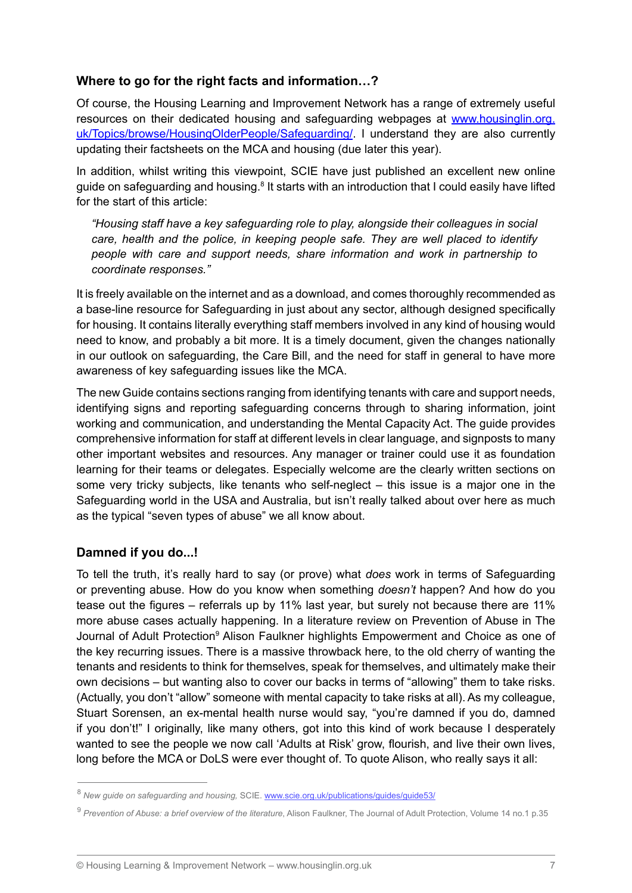## Where to go for the right facts and information…?

Of course, the Housing Learning and Improvement Network has a range of extremely useful resources on their dedicated housing and safeguarding webpages at [www.housinglin.org.uk/Topics/browse/HousingOlderPeople/Safeguarding/](http://www.housinglin.org.uk/Topics/browse/HousingOlderPeople/Safeguarding/). I understand they are also currently updating their factsheets on the MCA and housing (due later this year).

In addition, whilst writing this viewpoint, SCIE have just published an excellent new online guide on safeguarding and housing.[8] It starts with an introduction that I could easily have lifted for the start of this article:

> *"Housing staff have a key safeguarding role to play, alongside their colleagues in social care, health and the police, in keeping people safe. They are well placed to identify people with care and support needs, share information and work in partnership to coordinate responses."*

It is freely available on the internet and as a download, and comes thoroughly recommended as a base-line resource for Safeguarding in just about any sector, although designed specifically for housing. It contains literally everything staff members involved in any kind of housing would need to know, and probably a bit more. It is a timely document, given the changes nationally in our outlook on safeguarding, the Care Bill, and the need for staff in general to have more awareness of key safeguarding issues like the MCA.

The new Guide contains sections ranging from identifying tenants with care and support needs, identifying signs and reporting safeguarding concerns through to sharing information, joint working and communication, and understanding the Mental Capacity Act. The guide provides comprehensive information for staff at different levels in clear language, and signposts to many other important websites and resources. Any manager or trainer could use it as foundation learning for their teams or delegates. Especially welcome are the clearly written sections on some very tricky subjects, like tenants who self-neglect – this issue is a major one in the Safeguarding world in the USA and Australia, but isn't really talked about over here as much as the typical "seven types of abuse" we all know about.

## Damned if you do...!

To tell the truth, it's really hard to say (or prove) what *does* work in terms of Safeguarding or preventing abuse. How do you know when something *doesn't* happen? And how do you tease out the figures – referrals up by 11% last year, but surely not because there are 11% more abuse cases actually happening. In a literature review on Prevention of Abuse in The Journal of Adult Protection[9] Alison Faulkner highlights Empowerment and Choice as one of the key recurring issues. There is a massive throwback here, to the old cherry of wanting the tenants and residents to think for themselves, speak for themselves, and ultimately make their own decisions – but wanting also to cover our backs in terms of "allowing" them to take risks. (Actually, you don't "allow" someone with mental capacity to take risks at all). As my colleague, Stuart Sorensen, an ex-mental health nurse would say, "you're damned if you do, damned if you don't!" I originally, like many others, got into this kind of work because I desperately wanted to see the people we now call 'Adults at Risk' grow, flourish, and live their own lives, long before the MCA or DoLS were ever thought of. To quote Alison, who really says it all:

---

[8] *New guide on safeguarding and housing,* SCIE. [www.scie.org.uk/publications/guides/guide53/](http://www.scie.org.uk/publications/guides/guide53/)

[9] *Prevention of Abuse: a brief overview of the literature*, Alison Faulkner, The Journal of Adult Protection, Volume 14 no.1 p.35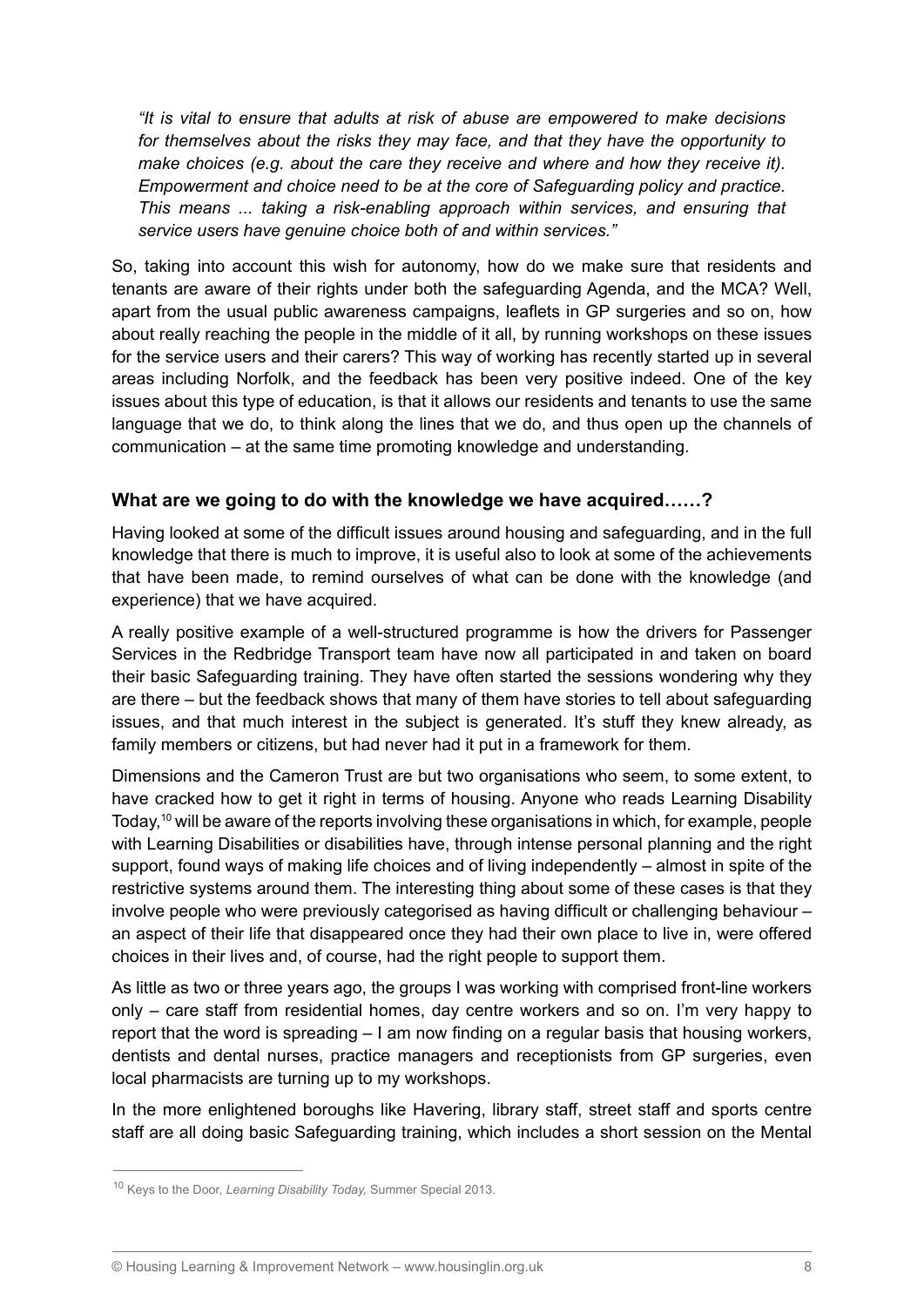*"It is vital to ensure that adults at risk of abuse are empowered to make decisions for themselves about the risks they may face, and that they have the opportunity to make choices (e.g. about the care they receive and where and how they receive it). Empowerment and choice need to be at the core of Safeguarding policy and practice. This means ... taking a risk-enabling approach within services, and ensuring that service users have genuine choice both of and within services."*

So, taking into account this wish for autonomy, how do we make sure that residents and tenants are aware of their rights under both the safeguarding Agenda, and the MCA? Well, apart from the usual public awareness campaigns, leaflets in GP surgeries and so on, how about really reaching the people in the middle of it all, by running workshops on these issues for the service users and their carers? This way of working has recently started up in several areas including Norfolk, and the feedback has been very positive indeed. One of the key issues about this type of education, is that it allows our residents and tenants to use the same language that we do, to think along the lines that we do, and thus open up the channels of communication – at the same time promoting knowledge and understanding.

### What are we going to do with the knowledge we have acquired……?

Having looked at some of the difficult issues around housing and safeguarding, and in the full knowledge that there is much to improve, it is useful also to look at some of the achievements that have been made, to remind ourselves of what can be done with the knowledge (and experience) that we have acquired.

A really positive example of a well-structured programme is how the drivers for Passenger Services in the Redbridge Transport team have now all participated in and taken on board their basic Safeguarding training. They have often started the sessions wondering why they are there – but the feedback shows that many of them have stories to tell about safeguarding issues, and that much interest in the subject is generated. It's stuff they knew already, as family members or citizens, but had never had it put in a framework for them.

Dimensions and the Cameron Trust are but two organisations who seem, to some extent, to have cracked how to get it right in terms of housing. Anyone who reads Learning Disability Today,[10] will be aware of the reports involving these organisations in which, for example, people with Learning Disabilities or disabilities have, through intense personal planning and the right support, found ways of making life choices and of living independently – almost in spite of the restrictive systems around them. The interesting thing about some of these cases is that they involve people who were previously categorised as having difficult or challenging behaviour – an aspect of their life that disappeared once they had their own place to live in, were offered choices in their lives and, of course, had the right people to support them.

As little as two or three years ago, the groups I was working with comprised front-line workers only – care staff from residential homes, day centre workers and so on. I'm very happy to report that the word is spreading – I am now finding on a regular basis that housing workers, dentists and dental nurses, practice managers and receptionists from GP surgeries, even local pharmacists are turning up to my workshops.

In the more enlightened boroughs like Havering, library staff, street staff and sports centre staff are all doing basic Safeguarding training, which includes a short session on the Mental

---

[10] Keys to the Door, *Learning Disability Today,* Summer Special 2013.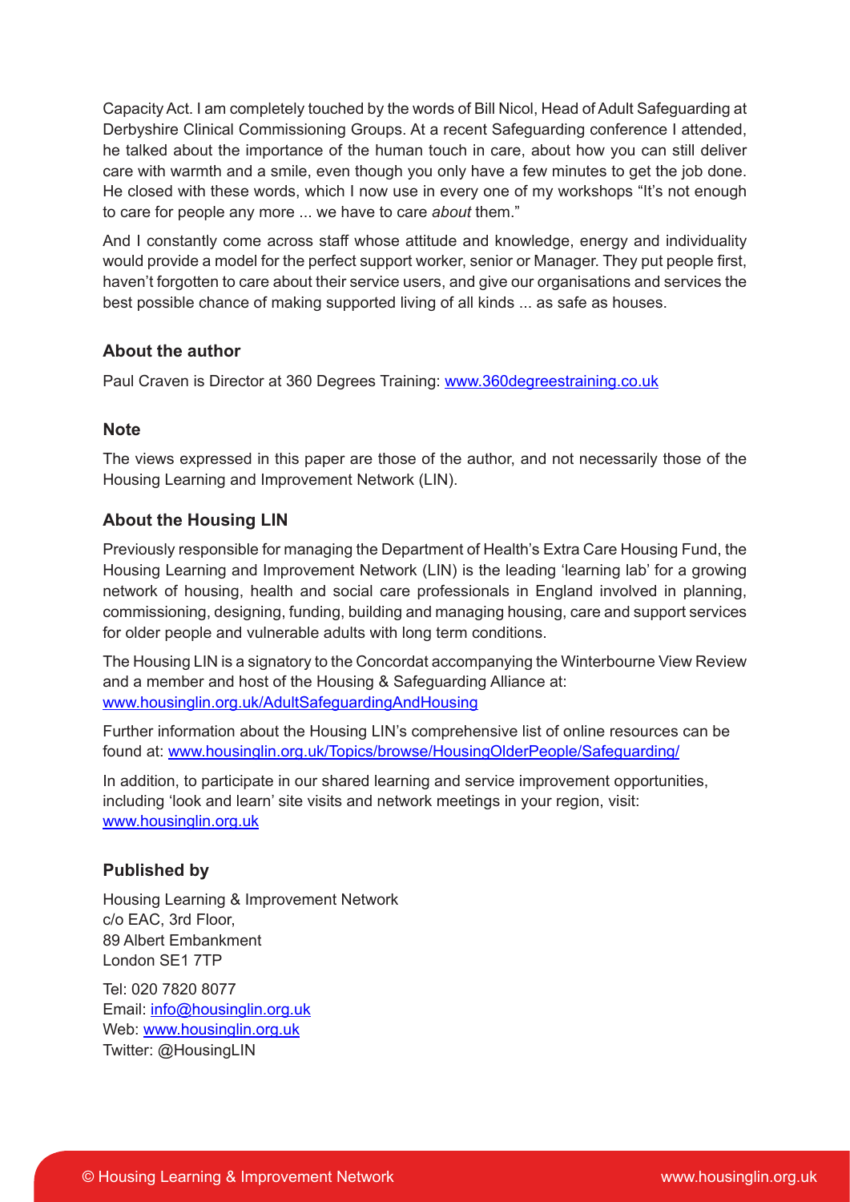Capacity Act. I am completely touched by the words of Bill Nicol, Head of Adult Safeguarding at Derbyshire Clinical Commissioning Groups. At a recent Safeguarding conference I attended, he talked about the importance of the human touch in care, about how you can still deliver care with warmth and a smile, even though you only have a few minutes to get the job done. He closed with these words, which I now use in every one of my workshops "It's not enough to care for people any more ... we have to care *about* them."

And I constantly come across staff whose attitude and knowledge, energy and individuality would provide a model for the perfect support worker, senior or Manager. They put people first, haven't forgotten to care about their service users, and give our organisations and services the best possible chance of making supported living of all kinds ... as safe as houses.

### About the author

Paul Craven is Director at 360 Degrees Training: www.360degreestraining.co.uk

### Note

The views expressed in this paper are those of the author, and not necessarily those of the Housing Learning and Improvement Network (LIN).

### About the Housing LIN

Previously responsible for managing the Department of Health's Extra Care Housing Fund, the Housing Learning and Improvement Network (LIN) is the leading 'learning lab' for a growing network of housing, health and social care professionals in England involved in planning, commissioning, designing, funding, building and managing housing, care and support services for older people and vulnerable adults with long term conditions.

The Housing LIN is a signatory to the Concordat accompanying the Winterbourne View Review and a member and host of the Housing & Safeguarding Alliance at: www.housinglin.org.uk/AdultSafeguardingAndHousing

Further information about the Housing LIN's comprehensive list of online resources can be found at: www.housinglin.org.uk/Topics/browse/HousingOlderPeople/Safeguarding/

In addition, to participate in our shared learning and service improvement opportunities, including 'look and learn' site visits and network meetings in your region, visit: www.housinglin.org.uk

### Published by

Housing Learning & Improvement Network
c/o EAC, 3rd Floor,
89 Albert Embankment
London SE1 7TP

Tel: 020 7820 8077
Email: info@housinglin.org.uk
Web: www.housinglin.org.uk
Twitter: @HousingLIN

© Housing Learning & Improvement Network www.housinglin.org.uk